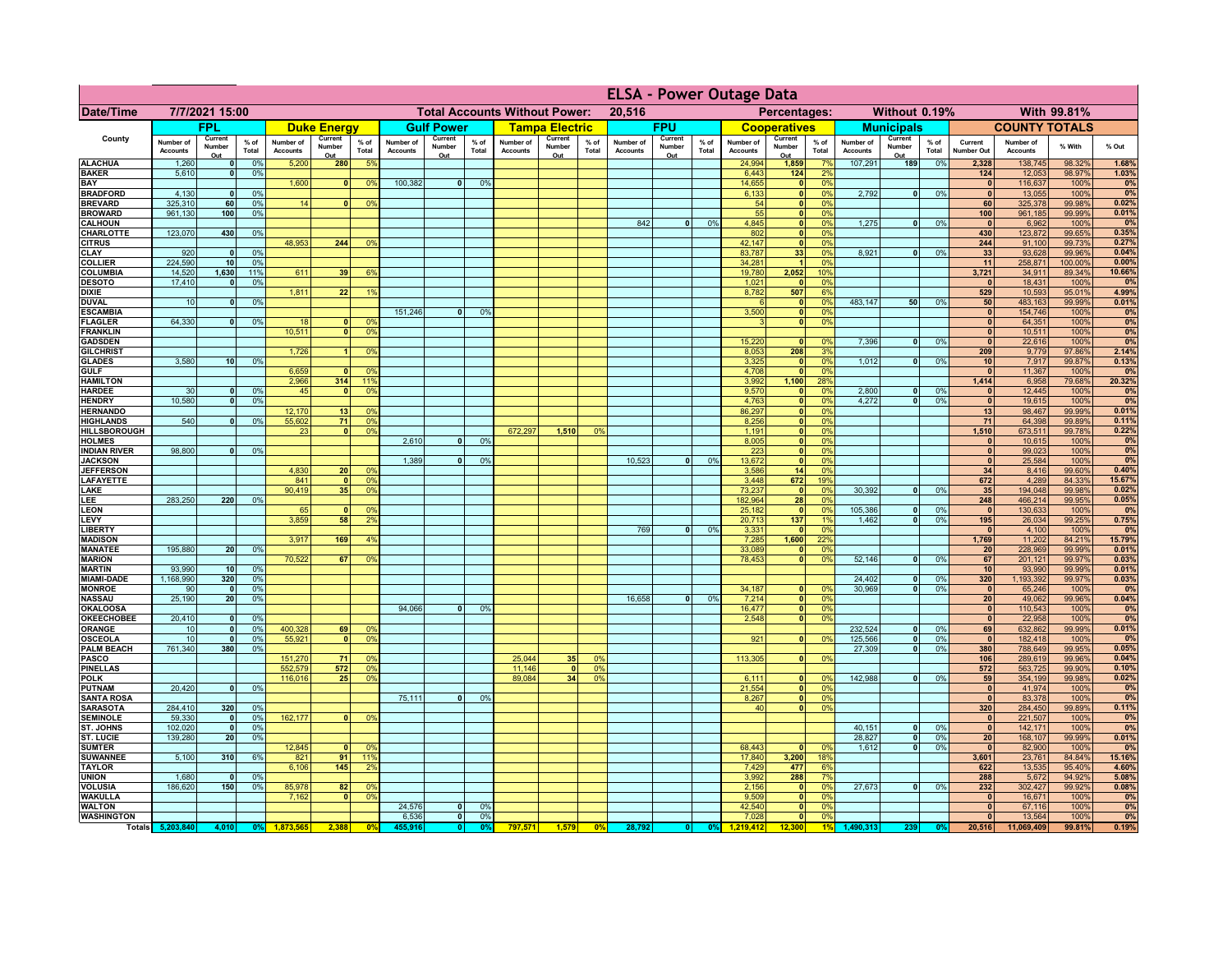# ELSA - Power Outage Data

**Date/Time:** 7/7/2021 15:00 | **Total Accounts Without Power:** 20,516 | **Percentages:** Without 0.19% | With 99.81%

| County | FPL | | | Duke Energy | | | Gulf Power | | | Tampa Electric | | | FPU | | | Cooperatives | | | Municipals | | | COUNTY TOTALS | | | |
|---|---|---|---|---|---|---|---|---|---|---|---|---|---|---|---|---|---|---|---|---|---|---|---|---|---|
| | Number of Accounts | Current Number Out | % of Total | Number of Accounts | Current Number Out | % of Total | Number of Accounts | Current Number Out | % of Total | Number of Accounts | Current Number Out | % of Total | Number of Accounts | Current Number Out | % of Total | Number of Accounts | Current Number Out | % of Total | Number of Accounts | Current Number Out | % of Total | Current Number Out | Number of Accounts | % With | % Out |
| ALACHUA | 1,260 | 0 | 0% | 5,200 | 280 | 5% | | | | | | | | | | 24,994 | 1,859 | 7% | 107,291 | 189 | 0% | 2,328 | 138,745 | 98.32% | 1.68% |
| BAKER | 5,610 | 0 | 0% | | | | | | | | | | | | | 6,443 | 124 | 2% | | | | 124 | 12,053 | 98.97% | 1.03% |
| BAY | | | | 1,600 | 0 | 0% | 100,382 | 0 | 0% | | | | | | | 14,655 | 0 | 0% | | | | 0 | 116,637 | 100% | 0% |
| BRADFORD | 4,130 | 0 | 0% | | | | | | | | | | | | | 6,133 | 0 | 0% | 2,792 | 0 | 0% | 0 | 13,055 | 100% | 0% |
| BREVARD | 325,310 | 60 | 0% | 14 | 0 | 0% | | | | | | | | | | 54 | 0 | 0% | | | | 60 | 325,378 | 99.98% | 0.02% |
| BROWARD | 961,130 | 100 | 0% | | | | | | | | | | | | | 55 | 0 | 0% | | | | 100 | 961,185 | 99.99% | 0.01% |
| CALHOUN | | | | | | | | | | | | | 842 | 0 | 0% | 4,845 | 0 | 0% | 1,275 | 0 | 0% | 0 | 6,962 | 100% | 0% |
| CHARLOTTE | 123,070 | 430 | 0% | | | | | | | | | | | | | 802 | 0 | 0% | | | | 430 | 123,872 | 99.65% | 0.35% |
| CITRUS | | | | 48,953 | 244 | 0% | | | | | | | | | | 42,147 | 0 | 0% | | | | 244 | 91,100 | 99.73% | 0.27% |
| CLAY | 920 | 0 | 0% | | | | | | | | | | | | | 83,787 | 33 | 0% | 8,921 | 0 | 0% | 33 | 93,628 | 99.96% | 0.04% |
| COLLIER | 224,590 | 10 | 0% | | | | | | | | | | | | | 34,281 | 1 | 0% | | | | 11 | 258,871 | 100.00% | 0.00% |
| COLUMBIA | 14,520 | 1,630 | 11% | 611 | 39 | 6% | | | | | | | | | | 19,780 | 2,052 | 10% | | | | 3,721 | 34,911 | 89.34% | 10.66% |
| DESOTO | 17,410 | 0 | 0% | | | | | | | | | | | | | 1,021 | 0 | 0% | | | | 0 | 18,431 | 100% | 0% |
| DIXIE | | | | 1,811 | 22 | 1% | | | | | | | | | | 8,782 | 507 | 6% | | | | 529 | 10,593 | 95.01% | 4.99% |
| DUVAL | 10 | 0 | 0% | | | | | | | | | | | | | 6 | 0 | 0% | 483,147 | 50 | 0% | 50 | 483,163 | 99.99% | 0.01% |
| ESCAMBIA | | | | | | | 151,246 | 0 | 0% | | | | | | | 3,500 | 0 | 0% | | | | 0 | 154,746 | 100% | 0% |
| FLAGLER | 64,330 | 0 | 0% | 18 | 0 | 0% | | | | | | | | | | 3 | 0 | 0% | | | | 0 | 64,351 | 100% | 0% |
| FRANKLIN | | | | 10,511 | 0 | 0% | | | | | | | | | | | | | | | | 0 | 10,511 | 100% | 0% |
| GADSDEN | | | | | | | | | | | | | | | | 15,220 | 0 | 0% | 7,396 | 0 | 0% | 0 | 22,616 | 100% | 0% |
| GILCHRIST | | | | 1,726 | 1 | 0% | | | | | | | | | | 8,053 | 208 | 3% | | | | 209 | 9,779 | 97.86% | 2.14% |
| GLADES | 3,580 | 10 | 0% | | | | | | | | | | | | | 3,325 | 0 | 0% | 1,012 | 0 | 0% | 10 | 7,917 | 99.87% | 0.13% |
| GULF | | | | 6,659 | 0 | 0% | | | | | | | | | | 4,708 | 0 | 0% | | | | 0 | 11,367 | 100% | 0% |
| HAMILTON | | | | 2,966 | 314 | 11% | | | | | | | | | | 3,992 | 1,100 | 28% | | | | 1,414 | 6,958 | 79.68% | 20.32% |
| HARDEE | 30 | 0 | 0% | 45 | 0 | 0% | | | | | | | | | | 9,570 | 0 | 0% | 2,800 | 0 | 0% | 0 | 12,445 | 100% | 0% |
| HENDRY | 10,580 | 0 | 0% | | | | | | | | | | | | | 4,763 | 0 | 0% | 4,272 | 0 | 0% | 0 | 19,615 | 100% | 0% |
| HERNANDO | | | | 12,170 | 13 | 0% | | | | | | | | | | 86,297 | 0 | 0% | | | | 13 | 98,467 | 99.99% | 0.01% |
| HIGHLANDS | 540 | 0 | 0% | 55,602 | 71 | 0% | | | | | | | | | | 8,256 | 0 | 0% | | | | 71 | 64,398 | 99.89% | 0.11% |
| HILLSBOROUGH | | | | 23 | 0 | 0% | | | | 672,297 | 1,510 | 0% | | | | 1,191 | 0 | 0% | | | | 1,510 | 673,511 | 99.78% | 0.22% |
| HOLMES | | | | | | | 2,610 | 0 | 0% | | | | | | | 8,005 | 0 | 0% | | | | 0 | 10,615 | 100% | 0% |
| INDIAN RIVER | 98,800 | 0 | 0% | | | | | | | | | | | | | 223 | 0 | 0% | | | | 0 | 99,023 | 100% | 0% |
| JACKSON | | | | | | | 1,389 | 0 | 0% | | | | 10,523 | 0 | 0% | 13,672 | 0 | 0% | | | | 0 | 25,584 | 100% | 0% |
| JEFFERSON | | | | 4,830 | 20 | 0% | | | | | | | | | | 3,586 | 14 | 0% | | | | 34 | 8,416 | 99.60% | 0.40% |
| LAFAYETTE | | | | 841 | 0 | 0% | | | | | | | | | | 3,448 | 672 | 19% | | | | 672 | 4,289 | 84.33% | 15.67% |
| LAKE | | | | 90,419 | 35 | 0% | | | | | | | | | | 73,237 | 0 | 0% | 30,392 | 0 | 0% | 35 | 194,048 | 99.98% | 0.02% |
| LEE | 283,250 | 220 | 0% | | | | | | | | | | | | | 182,964 | 28 | 0% | | | | 248 | 466,214 | 99.95% | 0.05% |
| LEON | | | | 65 | 0 | 0% | | | | | | | | | | 25,182 | 0 | 0% | 105,386 | 0 | 0% | 0 | 130,633 | 100% | 0% |
| LEVY | | | | 3,859 | 58 | 2% | | | | | | | | | | 20,713 | 137 | 1% | 1,462 | 0 | 0% | 195 | 26,034 | 99.25% | 0.75% |
| LIBERTY | | | | | | | | | | | | | 769 | 0 | 0% | 3,331 | 0 | 0% | | | | 0 | 4,100 | 100% | 0% |
| MADISON | | | | 3,917 | 169 | 4% | | | | | | | | | | 7,285 | 1,600 | 22% | | | | 1,769 | 11,202 | 84.21% | 15.79% |
| MANATEE | 195,880 | 20 | 0% | | | | | | | | | | | | | 33,089 | 0 | 0% | | | | 20 | 228,969 | 99.99% | 0.01% |
| MARION | | | | 70,522 | 67 | 0% | | | | | | | | | | 78,453 | 0 | 0% | 52,146 | 0 | 0% | 67 | 201,121 | 99.97% | 0.03% |
| MARTIN | 93,990 | 10 | 0% | | | | | | | | | | | | | | | | | | | 10 | 93,990 | 99.99% | 0.01% |
| MIAMI-DADE | 1,168,990 | 320 | 0% | | | | | | | | | | | | | | | | 24,402 | 0 | 0% | 320 | 1,193,392 | 99.97% | 0.03% |
| MONROE | 90 | 0 | 0% | | | | | | | | | | | | | 34,187 | 0 | 0% | 30,969 | 0 | 0% | 0 | 65,246 | 100% | 0% |
| NASSAU | 25,190 | 20 | 0% | | | | | | | | | | 16,658 | 0 | 0% | 7,214 | 0 | 0% | | | | 20 | 49,062 | 99.96% | 0.04% |
| OKALOOSA | | | | | | | 94,066 | 0 | 0% | | | | | | | 16,477 | 0 | 0% | | | | 0 | 110,543 | 100% | 0% |
| OKEECHOBEE | 20,410 | 0 | 0% | | | | | | | | | | | | | 2,548 | 0 | 0% | | | | 0 | 22,958 | 100% | 0% |
| ORANGE | 10 | 0 | 0% | 400,328 | 69 | 0% | | | | | | | | | | | | | 232,524 | 0 | 0% | 69 | 632,862 | 99.99% | 0.01% |
| OSCEOLA | 10 | 0 | 0% | 55,921 | 0 | 0% | | | | | | | | | | 921 | 0 | 0% | 125,566 | 0 | 0% | 0 | 182,418 | 100% | 0% |
| PALM BEACH | 761,340 | 380 | 0% | | | | | | | | | | | | | | | | 27,309 | 0 | 0% | 380 | 788,649 | 99.95% | 0.05% |
| PASCO | | | | 151,270 | 71 | 0% | | | | 25,044 | 35 | 0% | | | | 113,305 | 0 | 0% | | | | 106 | 289,619 | 99.96% | 0.04% |
| PINELLAS | | | | 552,579 | 572 | 0% | | | | 11,146 | 0 | 0% | | | | | | | | | | 572 | 563,725 | 99.90% | 0.10% |
| POLK | | | | 116,016 | 25 | 0% | | | | 89,084 | 34 | 0% | | | | 6,111 | 0 | 0% | 142,988 | 0 | 0% | 59 | 354,199 | 99.98% | 0.02% |
| PUTNAM | 20,420 | 0 | 0% | | | | | | | | | | | | | 21,554 | 0 | 0% | | | | 0 | 41,974 | 100% | 0% |
| SANTA ROSA | | | | | | | 75,111 | 0 | 0% | | | | | | | 8,267 | 0 | 0% | | | | 0 | 83,378 | 100% | 0% |
| SARASOTA | 284,410 | 320 | 0% | | | | | | | | | | | | | 40 | 0 | 0% | | | | 320 | 284,450 | 99.89% | 0.11% |
| SEMINOLE | 59,330 | 0 | 0% | 162,177 | 0 | 0% | | | | | | | | | | | | | | | | 0 | 221,507 | 100% | 0% |
| ST. JOHNS | 102,020 | 0 | 0% | | | | | | | | | | | | | | | | 40,151 | 0 | 0% | 0 | 142,171 | 100% | 0% |
| ST. LUCIE | 139,280 | 20 | 0% | | | | | | | | | | | | | | | | 28,827 | 0 | 0% | 20 | 168,107 | 99.99% | 0.01% |
| SUMTER | | | | 12,845 | 0 | 0% | | | | | | | | | | 68,443 | 0 | 0% | 1,612 | 0 | 0% | 0 | 82,900 | 100% | 0% |
| SUWANNEE | 5,100 | 310 | 6% | 821 | 91 | 11% | | | | | | | | | | 17,840 | 3,200 | 18% | | | | 3,601 | 23,761 | 84.84% | 15.16% |
| TAYLOR | | | | 6,106 | 145 | 2% | | | | | | | | | | 7,429 | 477 | 6% | | | | 622 | 13,535 | 95.40% | 4.60% |
| UNION | 1,680 | 0 | 0% | | | | | | | | | | | | | 3,992 | 288 | 7% | | | | 288 | 5,672 | 94.92% | 5.08% |
| VOLUSIA | 186,620 | 150 | 0% | 85,978 | 82 | 0% | | | | | | | | | | 2,156 | 0 | 0% | 27,673 | 0 | 0% | 232 | 302,427 | 99.92% | 0.08% |
| WAKULLA | | | | 7,162 | 0 | 0% | | | | | | | | | | 9,509 | 0 | 0% | | | | 0 | 16,671 | 100% | 0% |
| WALTON | | | | | | | 24,576 | 0 | 0% | | | | | | | 42,540 | 0 | 0% | | | | 0 | 67,116 | 100% | 0% |
| WASHINGTON | | | | | | | 6,536 | 0 | 0% | | | | | | | 7,028 | 0 | 0% | | | | 0 | 13,564 | 100% | 0% |
| Totals | 5,203,840 | 4,010 | 0% | 1,873,565 | 2,388 | 0% | 455,916 | 0 | 0% | 797,571 | 1,579 | 0% | 28,792 | 0 | 0% | 1,219,412 | 12,300 | 1% | 1,490,313 | 239 | 0% | 20,516 | 11,069,409 | 99.81% | 0.19% |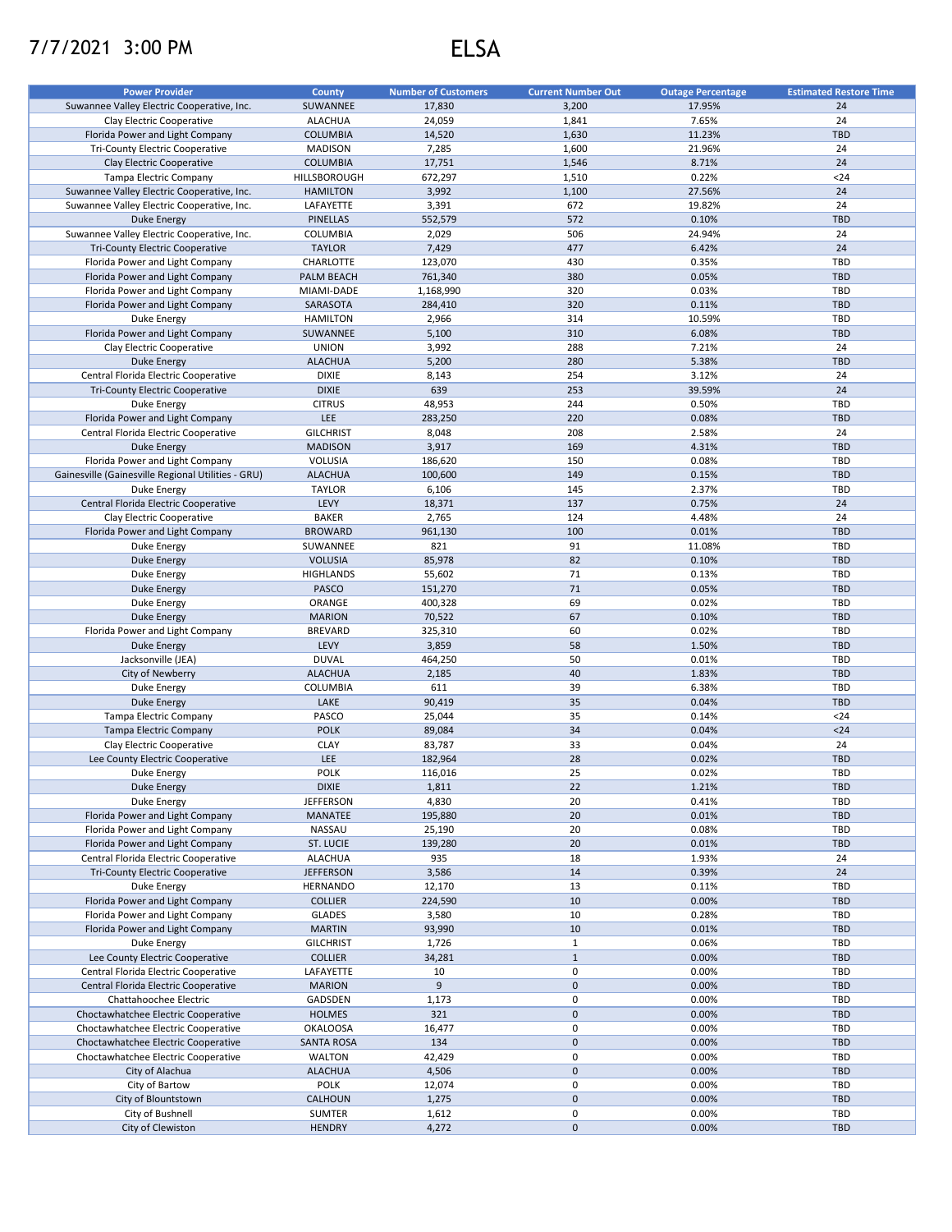7/7/2021 3:00 PM

# ELSA

| Power Provider | County | Number of Customers | Current Number Out | Outage Percentage | Estimated Restore Time |
|---|---|---|---|---|---|
| Suwannee Valley Electric Cooperative, Inc. | SUWANNEE | 17,830 | 3,200 | 17.95% | 24 |
| Clay Electric Cooperative | ALACHUA | 24,059 | 1,841 | 7.65% | 24 |
| Florida Power and Light Company | COLUMBIA | 14,520 | 1,630 | 11.23% | TBD |
| Tri-County Electric Cooperative | MADISON | 7,285 | 1,600 | 21.96% | 24 |
| Clay Electric Cooperative | COLUMBIA | 17,751 | 1,546 | 8.71% | 24 |
| Tampa Electric Company | HILLSBOROUGH | 672,297 | 1,510 | 0.22% | <24 |
| Suwannee Valley Electric Cooperative, Inc. | HAMILTON | 3,992 | 1,100 | 27.56% | 24 |
| Suwannee Valley Electric Cooperative, Inc. | LAFAYETTE | 3,391 | 672 | 19.82% | 24 |
| Duke Energy | PINELLAS | 552,579 | 572 | 0.10% | TBD |
| Suwannee Valley Electric Cooperative, Inc. | COLUMBIA | 2,029 | 506 | 24.94% | 24 |
| Tri-County Electric Cooperative | TAYLOR | 7,429 | 477 | 6.42% | 24 |
| Florida Power and Light Company | CHARLOTTE | 123,070 | 430 | 0.35% | TBD |
| Florida Power and Light Company | PALM BEACH | 761,340 | 380 | 0.05% | TBD |
| Florida Power and Light Company | MIAMI-DADE | 1,168,990 | 320 | 0.03% | TBD |
| Florida Power and Light Company | SARASOTA | 284,410 | 320 | 0.11% | TBD |
| Duke Energy | HAMILTON | 2,966 | 314 | 10.59% | TBD |
| Florida Power and Light Company | SUWANNEE | 5,100 | 310 | 6.08% | TBD |
| Clay Electric Cooperative | UNION | 3,992 | 288 | 7.21% | 24 |
| Duke Energy | ALACHUA | 5,200 | 280 | 5.38% | TBD |
| Central Florida Electric Cooperative | DIXIE | 8,143 | 254 | 3.12% | 24 |
| Tri-County Electric Cooperative | DIXIE | 639 | 253 | 39.59% | 24 |
| Duke Energy | CITRUS | 48,953 | 244 | 0.50% | TBD |
| Florida Power and Light Company | LEE | 283,250 | 220 | 0.08% | TBD |
| Central Florida Electric Cooperative | GILCHRIST | 8,048 | 208 | 2.58% | 24 |
| Duke Energy | MADISON | 3,917 | 169 | 4.31% | TBD |
| Florida Power and Light Company | VOLUSIA | 186,620 | 150 | 0.08% | TBD |
| Gainesville (Gainesville Regional Utilities - GRU) | ALACHUA | 100,600 | 149 | 0.15% | TBD |
| Duke Energy | TAYLOR | 6,106 | 145 | 2.37% | TBD |
| Central Florida Electric Cooperative | LEVY | 18,371 | 137 | 0.75% | 24 |
| Clay Electric Cooperative | BAKER | 2,765 | 124 | 4.48% | 24 |
| Florida Power and Light Company | BROWARD | 961,130 | 100 | 0.01% | TBD |
| Duke Energy | SUWANNEE | 821 | 91 | 11.08% | TBD |
| Duke Energy | VOLUSIA | 85,978 | 82 | 0.10% | TBD |
| Duke Energy | HIGHLANDS | 55,602 | 71 | 0.13% | TBD |
| Duke Energy | PASCO | 151,270 | 71 | 0.05% | TBD |
| Duke Energy | ORANGE | 400,328 | 69 | 0.02% | TBD |
| Duke Energy | MARION | 70,522 | 67 | 0.10% | TBD |
| Florida Power and Light Company | BREVARD | 325,310 | 60 | 0.02% | TBD |
| Duke Energy | LEVY | 3,859 | 58 | 1.50% | TBD |
| Jacksonville (JEA) | DUVAL | 464,250 | 50 | 0.01% | TBD |
| City of Newberry | ALACHUA | 2,185 | 40 | 1.83% | TBD |
| Duke Energy | COLUMBIA | 611 | 39 | 6.38% | TBD |
| Duke Energy | LAKE | 90,419 | 35 | 0.04% | TBD |
| Tampa Electric Company | PASCO | 25,044 | 35 | 0.14% | <24 |
| Tampa Electric Company | POLK | 89,084 | 34 | 0.04% | <24 |
| Clay Electric Cooperative | CLAY | 83,787 | 33 | 0.04% | 24 |
| Lee County Electric Cooperative | LEE | 182,964 | 28 | 0.02% | TBD |
| Duke Energy | POLK | 116,016 | 25 | 0.02% | TBD |
| Duke Energy | DIXIE | 1,811 | 22 | 1.21% | TBD |
| Duke Energy | JEFFERSON | 4,830 | 20 | 0.41% | TBD |
| Florida Power and Light Company | MANATEE | 195,880 | 20 | 0.01% | TBD |
| Florida Power and Light Company | NASSAU | 25,190 | 20 | 0.08% | TBD |
| Florida Power and Light Company | ST. LUCIE | 139,280 | 20 | 0.01% | TBD |
| Central Florida Electric Cooperative | ALACHUA | 935 | 18 | 1.93% | 24 |
| Tri-County Electric Cooperative | JEFFERSON | 3,586 | 14 | 0.39% | 24 |
| Duke Energy | HERNANDO | 12,170 | 13 | 0.11% | TBD |
| Florida Power and Light Company | COLLIER | 224,590 | 10 | 0.00% | TBD |
| Florida Power and Light Company | GLADES | 3,580 | 10 | 0.28% | TBD |
| Florida Power and Light Company | MARTIN | 93,990 | 10 | 0.01% | TBD |
| Duke Energy | GILCHRIST | 1,726 | 1 | 0.06% | TBD |
| Lee County Electric Cooperative | COLLIER | 34,281 | 1 | 0.00% | TBD |
| Central Florida Electric Cooperative | LAFAYETTE | 10 | 0 | 0.00% | TBD |
| Central Florida Electric Cooperative | MARION | 9 | 0 | 0.00% | TBD |
| Chattahoochee Electric | GADSDEN | 1,173 | 0 | 0.00% | TBD |
| Choctawhatchee Electric Cooperative | HOLMES | 321 | 0 | 0.00% | TBD |
| Choctawhatchee Electric Cooperative | OKALOOSA | 16,477 | 0 | 0.00% | TBD |
| Choctawhatchee Electric Cooperative | SANTA ROSA | 134 | 0 | 0.00% | TBD |
| Choctawhatchee Electric Cooperative | WALTON | 42,429 | 0 | 0.00% | TBD |
| City of Alachua | ALACHUA | 4,506 | 0 | 0.00% | TBD |
| City of Bartow | POLK | 12,074 | 0 | 0.00% | TBD |
| City of Blountstown | CALHOUN | 1,275 | 0 | 0.00% | TBD |
| City of Bushnell | SUMTER | 1,612 | 0 | 0.00% | TBD |
| City of Clewiston | HENDRY | 4,272 | 0 | 0.00% | TBD |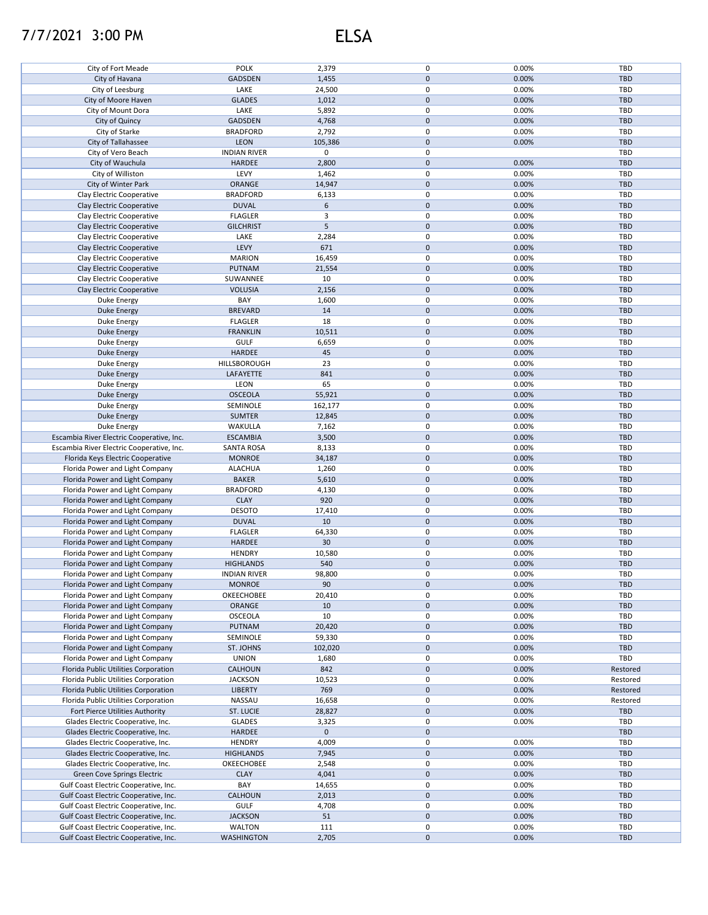| City of Fort Meade | POLK | 2,379 | 0 | 0.00% | TBD |
|---|---|---|---|---|---|
| City of Havana | GADSDEN | 1,455 | 0 | 0.00% | TBD |
| City of Leesburg | LAKE | 24,500 | 0 | 0.00% | TBD |
| City of Moore Haven | GLADES | 1,012 | 0 | 0.00% | TBD |
| City of Mount Dora | LAKE | 5,892 | 0 | 0.00% | TBD |
| City of Quincy | GADSDEN | 4,768 | 0 | 0.00% | TBD |
| City of Starke | BRADFORD | 2,792 | 0 | 0.00% | TBD |
| City of Tallahassee | LEON | 105,386 | 0 | 0.00% | TBD |
| City of Vero Beach | INDIAN RIVER | 0 | 0 | | TBD |
| City of Wauchula | HARDEE | 2,800 | 0 | 0.00% | TBD |
| City of Williston | LEVY | 1,462 | 0 | 0.00% | TBD |
| City of Winter Park | ORANGE | 14,947 | 0 | 0.00% | TBD |
| Clay Electric Cooperative | BRADFORD | 6,133 | 0 | 0.00% | TBD |
| Clay Electric Cooperative | DUVAL | 6 | 0 | 0.00% | TBD |
| Clay Electric Cooperative | FLAGLER | 3 | 0 | 0.00% | TBD |
| Clay Electric Cooperative | GILCHRIST | 5 | 0 | 0.00% | TBD |
| Clay Electric Cooperative | LAKE | 2,284 | 0 | 0.00% | TBD |
| Clay Electric Cooperative | LEVY | 671 | 0 | 0.00% | TBD |
| Clay Electric Cooperative | MARION | 16,459 | 0 | 0.00% | TBD |
| Clay Electric Cooperative | PUTNAM | 21,554 | 0 | 0.00% | TBD |
| Clay Electric Cooperative | SUWANNEE | 10 | 0 | 0.00% | TBD |
| Clay Electric Cooperative | VOLUSIA | 2,156 | 0 | 0.00% | TBD |
| Duke Energy | BAY | 1,600 | 0 | 0.00% | TBD |
| Duke Energy | BREVARD | 14 | 0 | 0.00% | TBD |
| Duke Energy | FLAGLER | 18 | 0 | 0.00% | TBD |
| Duke Energy | FRANKLIN | 10,511 | 0 | 0.00% | TBD |
| Duke Energy | GULF | 6,659 | 0 | 0.00% | TBD |
| Duke Energy | HARDEE | 45 | 0 | 0.00% | TBD |
| Duke Energy | HILLSBOROUGH | 23 | 0 | 0.00% | TBD |
| Duke Energy | LAFAYETTE | 841 | 0 | 0.00% | TBD |
| Duke Energy | LEON | 65 | 0 | 0.00% | TBD |
| Duke Energy | OSCEOLA | 55,921 | 0 | 0.00% | TBD |
| Duke Energy | SEMINOLE | 162,177 | 0 | 0.00% | TBD |
| Duke Energy | SUMTER | 12,845 | 0 | 0.00% | TBD |
| Duke Energy | WAKULLA | 7,162 | 0 | 0.00% | TBD |
| Escambia River Electric Cooperative, Inc. | ESCAMBIA | 3,500 | 0 | 0.00% | TBD |
| Escambia River Electric Cooperative, Inc. | SANTA ROSA | 8,133 | 0 | 0.00% | TBD |
| Florida Keys Electric Cooperative | MONROE | 34,187 | 0 | 0.00% | TBD |
| Florida Power and Light Company | ALACHUA | 1,260 | 0 | 0.00% | TBD |
| Florida Power and Light Company | BAKER | 5,610 | 0 | 0.00% | TBD |
| Florida Power and Light Company | BRADFORD | 4,130 | 0 | 0.00% | TBD |
| Florida Power and Light Company | CLAY | 920 | 0 | 0.00% | TBD |
| Florida Power and Light Company | DESOTO | 17,410 | 0 | 0.00% | TBD |
| Florida Power and Light Company | DUVAL | 10 | 0 | 0.00% | TBD |
| Florida Power and Light Company | FLAGLER | 64,330 | 0 | 0.00% | TBD |
| Florida Power and Light Company | HARDEE | 30 | 0 | 0.00% | TBD |
| Florida Power and Light Company | HENDRY | 10,580 | 0 | 0.00% | TBD |
| Florida Power and Light Company | HIGHLANDS | 540 | 0 | 0.00% | TBD |
| Florida Power and Light Company | INDIAN RIVER | 98,800 | 0 | 0.00% | TBD |
| Florida Power and Light Company | MONROE | 90 | 0 | 0.00% | TBD |
| Florida Power and Light Company | OKEECHOBEE | 20,410 | 0 | 0.00% | TBD |
| Florida Power and Light Company | ORANGE | 10 | 0 | 0.00% | TBD |
| Florida Power and Light Company | OSCEOLA | 10 | 0 | 0.00% | TBD |
| Florida Power and Light Company | PUTNAM | 20,420 | 0 | 0.00% | TBD |
| Florida Power and Light Company | SEMINOLE | 59,330 | 0 | 0.00% | TBD |
| Florida Power and Light Company | ST. JOHNS | 102,020 | 0 | 0.00% | TBD |
| Florida Power and Light Company | UNION | 1,680 | 0 | 0.00% | TBD |
| Florida Public Utilities Corporation | CALHOUN | 842 | 0 | 0.00% | Restored |
| Florida Public Utilities Corporation | JACKSON | 10,523 | 0 | 0.00% | Restored |
| Florida Public Utilities Corporation | LIBERTY | 769 | 0 | 0.00% | Restored |
| Florida Public Utilities Corporation | NASSAU | 16,658 | 0 | 0.00% | Restored |
| Fort Pierce Utilities Authority | ST. LUCIE | 28,827 | 0 | 0.00% | TBD |
| Glades Electric Cooperative, Inc. | GLADES | 3,325 | 0 | 0.00% | TBD |
| Glades Electric Cooperative, Inc. | HARDEE | 0 | 0 | | TBD |
| Glades Electric Cooperative, Inc. | HENDRY | 4,009 | 0 | 0.00% | TBD |
| Glades Electric Cooperative, Inc. | HIGHLANDS | 7,945 | 0 | 0.00% | TBD |
| Glades Electric Cooperative, Inc. | OKEECHOBEE | 2,548 | 0 | 0.00% | TBD |
| Green Cove Springs Electric | CLAY | 4,041 | 0 | 0.00% | TBD |
| Gulf Coast Electric Cooperative, Inc. | BAY | 14,655 | 0 | 0.00% | TBD |
| Gulf Coast Electric Cooperative, Inc. | CALHOUN | 2,013 | 0 | 0.00% | TBD |
| Gulf Coast Electric Cooperative, Inc. | GULF | 4,708 | 0 | 0.00% | TBD |
| Gulf Coast Electric Cooperative, Inc. | JACKSON | 51 | 0 | 0.00% | TBD |
| Gulf Coast Electric Cooperative, Inc. | WALTON | 111 | 0 | 0.00% | TBD |
| Gulf Coast Electric Cooperative, Inc. | WASHINGTON | 2,705 | 0 | 0.00% | TBD |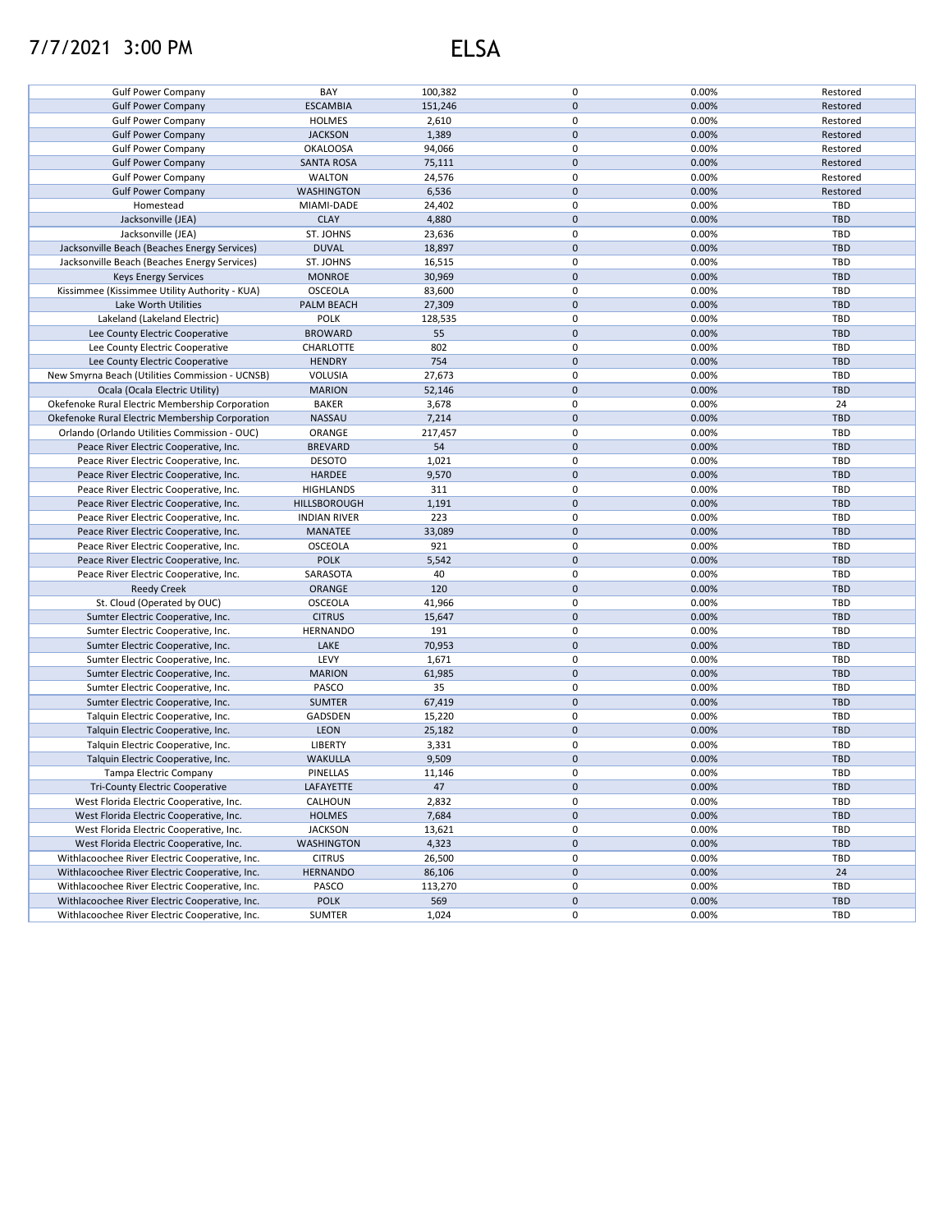7/7/2021 3:00 PM

# ELSA

| | | | | | |
|---|---|---|---|---|---|
| Gulf Power Company | BAY | 100,382 | 0 | 0.00% | Restored |
| Gulf Power Company | ESCAMBIA | 151,246 | 0 | 0.00% | Restored |
| Gulf Power Company | HOLMES | 2,610 | 0 | 0.00% | Restored |
| Gulf Power Company | JACKSON | 1,389 | 0 | 0.00% | Restored |
| Gulf Power Company | OKALOOSA | 94,066 | 0 | 0.00% | Restored |
| Gulf Power Company | SANTA ROSA | 75,111 | 0 | 0.00% | Restored |
| Gulf Power Company | WALTON | 24,576 | 0 | 0.00% | Restored |
| Gulf Power Company | WASHINGTON | 6,536 | 0 | 0.00% | Restored |
| Homestead | MIAMI-DADE | 24,402 | 0 | 0.00% | TBD |
| Jacksonville (JEA) | CLAY | 4,880 | 0 | 0.00% | TBD |
| Jacksonville (JEA) | ST. JOHNS | 23,636 | 0 | 0.00% | TBD |
| Jacksonville Beach (Beaches Energy Services) | DUVAL | 18,897 | 0 | 0.00% | TBD |
| Jacksonville Beach (Beaches Energy Services) | ST. JOHNS | 16,515 | 0 | 0.00% | TBD |
| Keys Energy Services | MONROE | 30,969 | 0 | 0.00% | TBD |
| Kissimmee (Kissimmee Utility Authority - KUA) | OSCEOLA | 83,600 | 0 | 0.00% | TBD |
| Lake Worth Utilities | PALM BEACH | 27,309 | 0 | 0.00% | TBD |
| Lakeland (Lakeland Electric) | POLK | 128,535 | 0 | 0.00% | TBD |
| Lee County Electric Cooperative | BROWARD | 55 | 0 | 0.00% | TBD |
| Lee County Electric Cooperative | CHARLOTTE | 802 | 0 | 0.00% | TBD |
| Lee County Electric Cooperative | HENDRY | 754 | 0 | 0.00% | TBD |
| New Smyrna Beach (Utilities Commission - UCNSB) | VOLUSIA | 27,673 | 0 | 0.00% | TBD |
| Ocala (Ocala Electric Utility) | MARION | 52,146 | 0 | 0.00% | TBD |
| Okefenoke Rural Electric Membership Corporation | BAKER | 3,678 | 0 | 0.00% | 24 |
| Okefenoke Rural Electric Membership Corporation | NASSAU | 7,214 | 0 | 0.00% | TBD |
| Orlando (Orlando Utilities Commission - OUC) | ORANGE | 217,457 | 0 | 0.00% | TBD |
| Peace River Electric Cooperative, Inc. | BREVARD | 54 | 0 | 0.00% | TBD |
| Peace River Electric Cooperative, Inc. | DESOTO | 1,021 | 0 | 0.00% | TBD |
| Peace River Electric Cooperative, Inc. | HARDEE | 9,570 | 0 | 0.00% | TBD |
| Peace River Electric Cooperative, Inc. | HIGHLANDS | 311 | 0 | 0.00% | TBD |
| Peace River Electric Cooperative, Inc. | HILLSBOROUGH | 1,191 | 0 | 0.00% | TBD |
| Peace River Electric Cooperative, Inc. | INDIAN RIVER | 223 | 0 | 0.00% | TBD |
| Peace River Electric Cooperative, Inc. | MANATEE | 33,089 | 0 | 0.00% | TBD |
| Peace River Electric Cooperative, Inc. | OSCEOLA | 921 | 0 | 0.00% | TBD |
| Peace River Electric Cooperative, Inc. | POLK | 5,542 | 0 | 0.00% | TBD |
| Peace River Electric Cooperative, Inc. | SARASOTA | 40 | 0 | 0.00% | TBD |
| Reedy Creek | ORANGE | 120 | 0 | 0.00% | TBD |
| St. Cloud (Operated by OUC) | OSCEOLA | 41,966 | 0 | 0.00% | TBD |
| Sumter Electric Cooperative, Inc. | CITRUS | 15,647 | 0 | 0.00% | TBD |
| Sumter Electric Cooperative, Inc. | HERNANDO | 191 | 0 | 0.00% | TBD |
| Sumter Electric Cooperative, Inc. | LAKE | 70,953 | 0 | 0.00% | TBD |
| Sumter Electric Cooperative, Inc. | LEVY | 1,671 | 0 | 0.00% | TBD |
| Sumter Electric Cooperative, Inc. | MARION | 61,985 | 0 | 0.00% | TBD |
| Sumter Electric Cooperative, Inc. | PASCO | 35 | 0 | 0.00% | TBD |
| Sumter Electric Cooperative, Inc. | SUMTER | 67,419 | 0 | 0.00% | TBD |
| Talquin Electric Cooperative, Inc. | GADSDEN | 15,220 | 0 | 0.00% | TBD |
| Talquin Electric Cooperative, Inc. | LEON | 25,182 | 0 | 0.00% | TBD |
| Talquin Electric Cooperative, Inc. | LIBERTY | 3,331 | 0 | 0.00% | TBD |
| Talquin Electric Cooperative, Inc. | WAKULLA | 9,509 | 0 | 0.00% | TBD |
| Tampa Electric Company | PINELLAS | 11,146 | 0 | 0.00% | TBD |
| Tri-County Electric Cooperative | LAFAYETTE | 47 | 0 | 0.00% | TBD |
| West Florida Electric Cooperative, Inc. | CALHOUN | 2,832 | 0 | 0.00% | TBD |
| West Florida Electric Cooperative, Inc. | HOLMES | 7,684 | 0 | 0.00% | TBD |
| West Florida Electric Cooperative, Inc. | JACKSON | 13,621 | 0 | 0.00% | TBD |
| West Florida Electric Cooperative, Inc. | WASHINGTON | 4,323 | 0 | 0.00% | TBD |
| Withlacoochee River Electric Cooperative, Inc. | CITRUS | 26,500 | 0 | 0.00% | TBD |
| Withlacoochee River Electric Cooperative, Inc. | HERNANDO | 86,106 | 0 | 0.00% | 24 |
| Withlacoochee River Electric Cooperative, Inc. | PASCO | 113,270 | 0 | 0.00% | TBD |
| Withlacoochee River Electric Cooperative, Inc. | POLK | 569 | 0 | 0.00% | TBD |
| Withlacoochee River Electric Cooperative, Inc. | SUMTER | 1,024 | 0 | 0.00% | TBD |